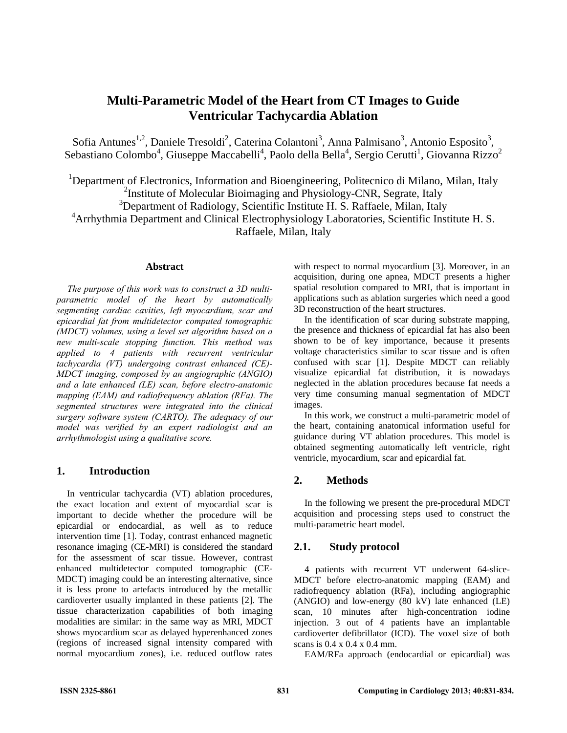# Multi-Parametric Model of the Heart from CT Images to Guide Ventricular Tachycardia Ablation

Sofia Antunes[1,2], Daniele Tresoldi[2], Caterina Colantoni[3], Anna Palmisano[3], Antonio Esposito[3], Sebastiano Colombo[4], Giuseppe Maccabelli[4], Paolo della Bella[4], Sergio Cerutti[1], Giovanna Rizzo[2]

[1]Department of Electronics, Information and Bioengineering, Politecnico di Milano, Milan, Italy
[2]Institute of Molecular Bioimaging and Physiology-CNR, Segrate, Italy
[3]Department of Radiology, Scientific Institute H. S. Raffaele, Milan, Italy
[4]Arrhythmia Department and Clinical Electrophysiology Laboratories, Scientific Institute H. S. Raffaele, Milan, Italy

### Abstract

*The purpose of this work was to construct a 3D multi-parametric model of the heart by automatically segmenting cardiac cavities, left myocardium, scar and epicardial fat from multidetector computed tomographic (MDCT) volumes, using a level set algorithm based on a new multi-scale stopping function. This method was applied to 4 patients with recurrent ventricular tachycardia (VT) undergoing contrast enhanced (CE)-MDCT imaging, composed by an angiographic (ANGIO) and a late enhanced (LE) scan, before electro-anatomic mapping (EAM) and radiofrequency ablation (RFa). The segmented structures were integrated into the clinical surgery software system (CARTO). The adequacy of our model was verified by an expert radiologist and an arrhythmologist using a qualitative score.*

## 1. Introduction

In ventricular tachycardia (VT) ablation procedures, the exact location and extent of myocardial scar is important to decide whether the procedure will be epicardial or endocardial, as well as to reduce intervention time [1]. Today, contrast enhanced magnetic resonance imaging (CE-MRI) is considered the standard for the assessment of scar tissue. However, contrast enhanced multidetector computed tomographic (CE-MDCT) imaging could be an interesting alternative, since it is less prone to artefacts introduced by the metallic cardioverter usually implanted in these patients [2]. The tissue characterization capabilities of both imaging modalities are similar: in the same way as MRI, MDCT shows myocardium scar as delayed hyperenhanced zones (regions of increased signal intensity compared with normal myocardium zones), i.e. reduced outflow rates with respect to normal myocardium [3]. Moreover, in an acquisition, during one apnea, MDCT presents a higher spatial resolution compared to MRI, that is important in applications such as ablation surgeries which need a good 3D reconstruction of the heart structures.

In the identification of scar during substrate mapping, the presence and thickness of epicardial fat has also been shown to be of key importance, because it presents voltage characteristics similar to scar tissue and is often confused with scar [1]. Despite MDCT can reliably visualize epicardial fat distribution, it is nowadays neglected in the ablation procedures because fat needs a very time consuming manual segmentation of MDCT images.

In this work, we construct a multi-parametric model of the heart, containing anatomical information useful for guidance during VT ablation procedures. This model is obtained segmenting automatically left ventricle, right ventricle, myocardium, scar and epicardial fat.

## 2. Methods

In the following we present the pre-procedural MDCT acquisition and processing steps used to construct the multi-parametric heart model.

## 2.1. Study protocol

4 patients with recurrent VT underwent 64-slice-MDCT before electro-anatomic mapping (EAM) and radiofrequency ablation (RFa), including angiographic (ANGIO) and low-energy (80 kV) late enhanced (LE) scan, 10 minutes after high-concentration iodine injection. 3 out of 4 patients have an implantable cardioverter defibrillator (ICD). The voxel size of both scans is 0.4 x 0.4 x 0.4 mm.

EAM/RFa approach (endocardial or epicardial) was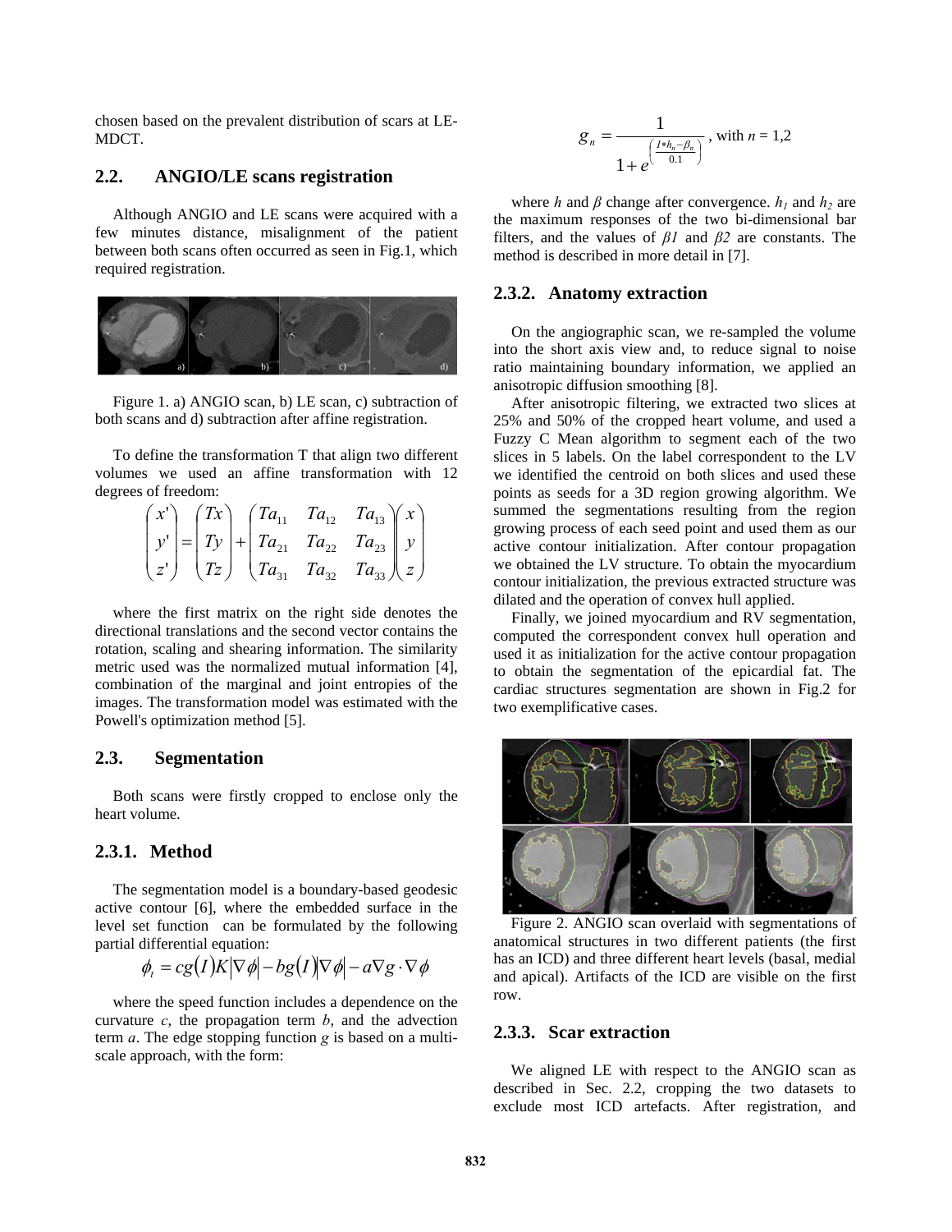chosen based on the prevalent distribution of scars at LE-MDCT.

## 2.2. ANGIO/LE scans registration

Although ANGIO and LE scans were acquired with a few minutes distance, misalignment of the patient between both scans often occurred as seen in Fig.1, which required registration.

Figure 1. a) ANGIO scan, b) LE scan, c) subtraction of both scans and d) subtraction after affine registration.

To define the transformation T that align two different volumes we used an affine transformation with 12 degrees of freedom:

$$\begin{pmatrix} x' \\ y' \\ z' \end{pmatrix} = \begin{pmatrix} Tx \\ Ty \\ Tz \end{pmatrix} + \begin{pmatrix} Ta_{11} & Ta_{12} & Ta_{13} \\ Ta_{21} & Ta_{22} & Ta_{23} \\ Ta_{31} & Ta_{32} & Ta_{33} \end{pmatrix} \begin{pmatrix} x \\ y \\ z \end{pmatrix}$$

where the first matrix on the right side denotes the directional translations and the second vector contains the rotation, scaling and shearing information. The similarity metric used was the normalized mutual information [4], combination of the marginal and joint entropies of the images. The transformation model was estimated with the Powell's optimization method [5].

## 2.3. Segmentation

Both scans were firstly cropped to enclose only the heart volume.

### 2.3.1. Method

The segmentation model is a boundary-based geodesic active contour [6], where the embedded surface in the level set function can be formulated by the following partial differential equation:

$$\phi_t = cg(I)K|\nabla\phi| - bg(I)|\nabla\phi| - a\nabla g \cdot \nabla\phi$$

where the speed function includes a dependence on the curvature *c*, the propagation term *b*, and the advection term *a*. The edge stopping function *g* is based on a multi-scale approach, with the form:

$$g_n = \frac{1}{1 + e^{\left(\frac{I * h_n - \beta_n}{0.1}\right)}}, \text{ with } n = 1,2$$

where $h$ and $\beta$ change after convergence. $h_1$ and $h_2$ are the maximum responses of the two bi-dimensional bar filters, and the values of $\beta 1$ and $\beta 2$ are constants. The method is described in more detail in [7].

### 2.3.2. Anatomy extraction

On the angiographic scan, we re-sampled the volume into the short axis view and, to reduce signal to noise ratio maintaining boundary information, we applied an anisotropic diffusion smoothing [8].

After anisotropic filtering, we extracted two slices at 25% and 50% of the cropped heart volume, and used a Fuzzy C Mean algorithm to segment each of the two slices in 5 labels. On the label correspondent to the LV we identified the centroid on both slices and used these points as seeds for a 3D region growing algorithm. We summed the segmentations resulting from the region growing process of each seed point and used them as our active contour initialization. After contour propagation we obtained the LV structure. To obtain the myocardium contour initialization, the previous extracted structure was dilated and the operation of convex hull applied.

Finally, we joined myocardium and RV segmentation, computed the correspondent convex hull operation and used it as initialization for the active contour propagation to obtain the segmentation of the epicardial fat. The cardiac structures segmentation are shown in Fig.2 for two exemplificative cases.

Figure 2. ANGIO scan overlaid with segmentations of anatomical structures in two different patients (the first has an ICD) and three different heart levels (basal, medial and apical). Artifacts of the ICD are visible on the first row.

### 2.3.3. Scar extraction

We aligned LE with respect to the ANGIO scan as described in Sec. 2.2, cropping the two datasets to exclude most ICD artefacts. After registration, and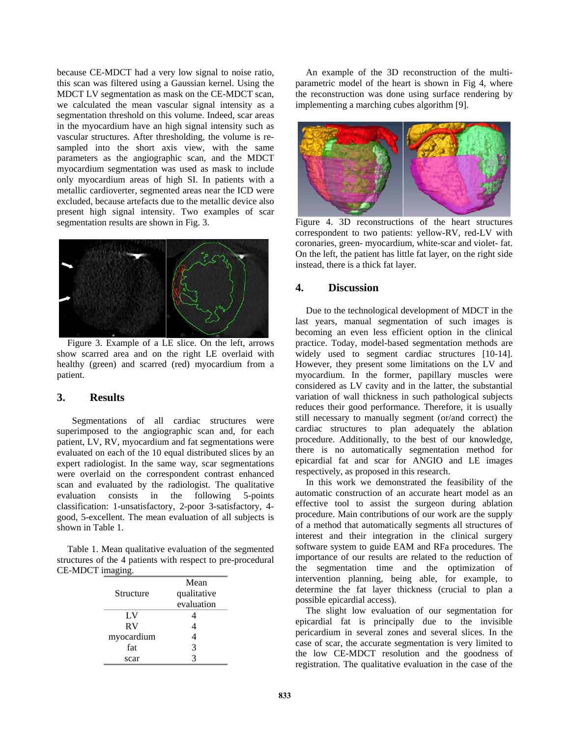because CE-MDCT had a very low signal to noise ratio, this scan was filtered using a Gaussian kernel. Using the MDCT LV segmentation as mask on the CE-MDCT scan, we calculated the mean vascular signal intensity as a segmentation threshold on this volume. Indeed, scar areas in the myocardium have an high signal intensity such as vascular structures. After thresholding, the volume is re-sampled into the short axis view, with the same parameters as the angiographic scan, and the MDCT myocardium segmentation was used as mask to include only myocardium areas of high SI. In patients with a metallic cardioverter, segmented areas near the ICD were excluded, because artefacts due to the metallic device also present high signal intensity. Two examples of scar segmentation results are shown in Fig. 3.

Figure 3. Example of a LE slice. On the left, arrows show scarred area and on the right LE overlaid with healthy (green) and scarred (red) myocardium from a patient.

## 3. Results

Segmentations of all cardiac structures were superimposed to the angiographic scan and, for each patient, LV, RV, myocardium and fat segmentations were evaluated on each of the 10 equal distributed slices by an expert radiologist. In the same way, scar segmentations were overlaid on the correspondent contrast enhanced scan and evaluated by the radiologist. The qualitative evaluation consists in the following 5-points classification: 1-unsatisfactory, 2-poor 3-satisfactory, 4-good, 5-excellent. The mean evaluation of all subjects is shown in Table 1.

Table 1. Mean qualitative evaluation of the segmented structures of the 4 patients with respect to pre-procedural CE-MDCT imaging.

| Structure | Mean qualitative evaluation |
|---|---|
| LV | 4 |
| RV | 4 |
| myocardium | 4 |
| fat | 3 |
| scar | 3 |

An example of the 3D reconstruction of the multi-parametric model of the heart is shown in Fig 4, where the reconstruction was done using surface rendering by implementing a marching cubes algorithm [9].

Figure 4. 3D reconstructions of the heart structures correspondent to two patients: yellow-RV, red-LV with coronaries, green- myocardium, white-scar and violet- fat. On the left, the patient has little fat layer, on the right side instead, there is a thick fat layer.

## 4. Discussion

Due to the technological development of MDCT in the last years, manual segmentation of such images is becoming an even less efficient option in the clinical practice. Today, model-based segmentation methods are widely used to segment cardiac structures [10-14]. However, they present some limitations on the LV and myocardium. In the former, papillary muscles were considered as LV cavity and in the latter, the substantial variation of wall thickness in such pathological subjects reduces their good performance. Therefore, it is usually still necessary to manually segment (or/and correct) the cardiac structures to plan adequately the ablation procedure. Additionally, to the best of our knowledge, there is no automatically segmentation method for epicardial fat and scar for ANGIO and LE images respectively, as proposed in this research.

In this work we demonstrated the feasibility of the automatic construction of an accurate heart model as an effective tool to assist the surgeon during ablation procedure. Main contributions of our work are the supply of a method that automatically segments all structures of interest and their integration in the clinical surgery software system to guide EAM and RFa procedures. The importance of our results are related to the reduction of the segmentation time and the optimization of intervention planning, being able, for example, to determine the fat layer thickness (crucial to plan a possible epicardial access).

The slight low evaluation of our segmentation for epicardial fat is principally due to the invisible pericardium in several zones and several slices. In the case of scar, the accurate segmentation is very limited to the low CE-MDCT resolution and the goodness of registration. The qualitative evaluation in the case of the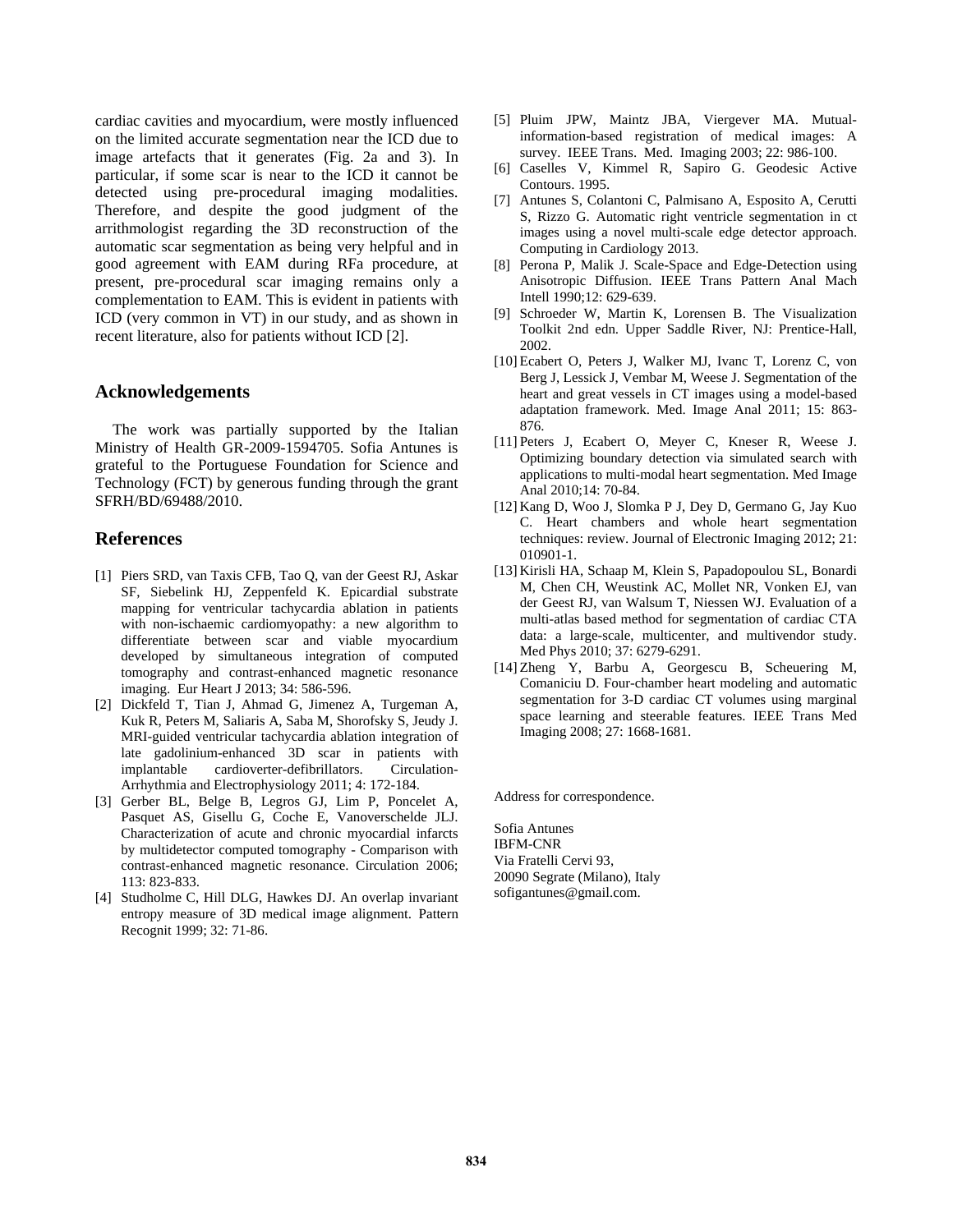cardiac cavities and myocardium, were mostly influenced on the limited accurate segmentation near the ICD due to image artefacts that it generates (Fig. 2a and 3). In particular, if some scar is near to the ICD it cannot be detected using pre-procedural imaging modalities. Therefore, and despite the good judgment of the arrithmologist regarding the 3D reconstruction of the automatic scar segmentation as being very helpful and in good agreement with EAM during RFa procedure, at present, pre-procedural scar imaging remains only a complementation to EAM. This is evident in patients with ICD (very common in VT) in our study, and as shown in recent literature, also for patients without ICD [2].

## Acknowledgements

The work was partially supported by the Italian Ministry of Health GR-2009-1594705. Sofia Antunes is grateful to the Portuguese Foundation for Science and Technology (FCT) by generous funding through the grant SFRH/BD/69488/2010.

## References

[1] Piers SRD, van Taxis CFB, Tao Q, van der Geest RJ, Askar SF, Siebelink HJ, Zeppenfeld K. Epicardial substrate mapping for ventricular tachycardia ablation in patients with non-ischaemic cardiomyopathy: a new algorithm to differentiate between scar and viable myocardium developed by simultaneous integration of computed tomography and contrast-enhanced magnetic resonance imaging. Eur Heart J 2013; 34: 586-596.

[2] Dickfeld T, Tian J, Ahmad G, Jimenez A, Turgeman A, Kuk R, Peters M, Saliaris A, Saba M, Shorofsky S, Jeudy J. MRI-guided ventricular tachycardia ablation integration of late gadolinium-enhanced 3D scar in patients with implantable cardioverter-defibrillators. Circulation-Arrhythmia and Electrophysiology 2011; 4: 172-184.

[3] Gerber BL, Belge B, Legros GJ, Lim P, Poncelet A, Pasquet AS, Gisellu G, Coche E, Vanoverschelde JLJ. Characterization of acute and chronic myocardial infarcts by multidetector computed tomography - Comparison with contrast-enhanced magnetic resonance. Circulation 2006; 113: 823-833.

[4] Studholme C, Hill DLG, Hawkes DJ. An overlap invariant entropy measure of 3D medical image alignment. Pattern Recognit 1999; 32: 71-86.

[5] Pluim JPW, Maintz JBA, Viergever MA. Mutual-information-based registration of medical images: A survey. IEEE Trans. Med. Imaging 2003; 22: 986-100.

[6] Caselles V, Kimmel R, Sapiro G. Geodesic Active Contours. 1995.

[7] Antunes S, Colantoni C, Palmisano A, Esposito A, Cerutti S, Rizzo G. Automatic right ventricle segmentation in ct images using a novel multi-scale edge detector approach. Computing in Cardiology 2013.

[8] Perona P, Malik J. Scale-Space and Edge-Detection using Anisotropic Diffusion. IEEE Trans Pattern Anal Mach Intell 1990;12: 629-639.

[9] Schroeder W, Martin K, Lorensen B. The Visualization Toolkit 2nd edn. Upper Saddle River, NJ: Prentice-Hall, 2002.

[10] Ecabert O, Peters J, Walker MJ, Ivanc T, Lorenz C, von Berg J, Lessick J, Vembar M, Weese J. Segmentation of the heart and great vessels in CT images using a model-based adaptation framework. Med. Image Anal 2011; 15: 863-876.

[11] Peters J, Ecabert O, Meyer C, Kneser R, Weese J. Optimizing boundary detection via simulated search with applications to multi-modal heart segmentation. Med Image Anal 2010;14: 70-84.

[12] Kang D, Woo J, Slomka P J, Dey D, Germano G, Jay Kuo C. Heart chambers and whole heart segmentation techniques: review. Journal of Electronic Imaging 2012; 21: 010901-1.

[13] Kirisli HA, Schaap M, Klein S, Papadopoulou SL, Bonardi M, Chen CH, Weustink AC, Mollet NR, Vonken EJ, van der Geest RJ, van Walsum T, Niessen WJ. Evaluation of a multi-atlas based method for segmentation of cardiac CTA data: a large-scale, multicenter, and multivendor study. Med Phys 2010; 37: 6279-6291.

[14] Zheng Y, Barbu A, Georgescu B, Scheuering M, Comaniciu D. Four-chamber heart modeling and automatic segmentation for 3-D cardiac CT volumes using marginal space learning and steerable features. IEEE Trans Med Imaging 2008; 27: 1668-1681.

Address for correspondence.

Sofia Antunes
IBFM-CNR
Via Fratelli Cervi 93,
20090 Segrate (Milano), Italy
sofigantunes@gmail.com.